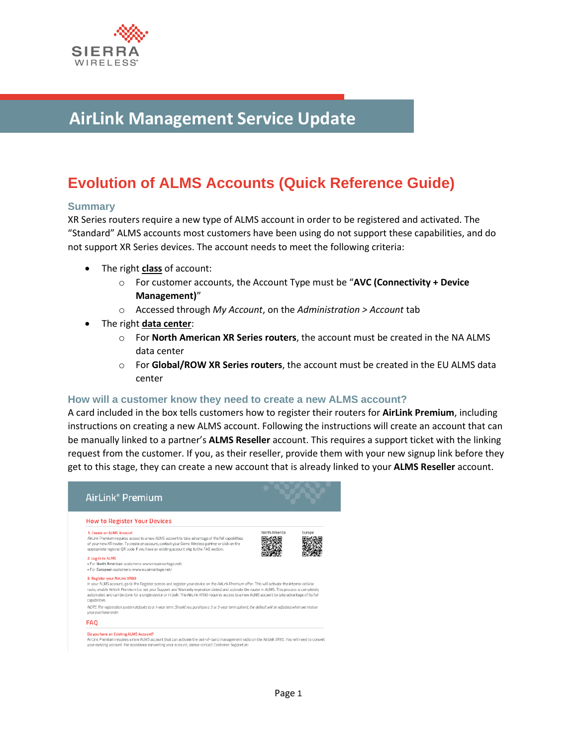# AirLink Management Service Update

## Evolution of ALMS Accounts (Quick Reference Guide)

### Summary

XR Series routers require a new type of ALMS account in order to be registered and activated. The "Standard" ALMS accounts most customers have been using do not support these capabilities, and do not support XR Series devices. The account needs to meet the following criteria:

- The right **class** of account:
  - For customer accounts, the Account Type must be "**AVC (Connectivity + Device Management)**"
  - Accessed through *My Account*, on the *Administration > Account* tab
- The right **data center**:
  - For **North American XR Series routers**, the account must be created in the NA ALMS data center
  - For **Global/ROW XR Series routers**, the account must be created in the EU ALMS data center

### How will a customer know they need to create a new ALMS account?

A card included in the box tells customers how to register their routers for **AirLink Premium**, including instructions on creating a new ALMS account. Following the instructions will create an account that can be manually linked to a partner's **ALMS Reseller** account. This requires a support ticket with the linking request from the customer. If you, as their reseller, provide them with your new signup link before they get to this stage, they can create a new account that is already linked to your **ALMS Reseller** account.

AirLink® Premium

How to Register Your Devices

**1. Create an ALMS Account**

AirLink Premium requires access to a new ALMS account to take advantage of the full capabilities of your new XR router. To create an account, contact your Sierra Wireless partner or click on the appropriate regional QR code. If you have an existing account skip to the FAQ section.

North America

Europe

**2. Log in to ALMS**

- For North American customers: www.na.airvantage.net/
- For European customers: www.eu.airvantage.net/

**3. Register your AirLink XR90**

In your ALMS account, go to the Register screen and register your device on the AirLink Premium offer. This will activate the internal cellular radio, enable AirLink Premium (i.e. set your Support and Warranty expiration dates) and, activate the router in ALMS. This process is completely automated and can be done for a single device or in bulk. The AirLink XR90 requires access to a new ALMS account to take advantage of its full capabilities.

*NOTE: The registration system defaults to a 1-year term. Should you purchase a 3 or 5-year term upfront, the default will be adjusted when we receive your purchase order.*

FAQ

**Do you have an Existing ALMS Account?**

AirLink Premium requires a new ALMS account that can activate the out-of-band management radio on the AirLink XR90. You will need to convert your existing account. For assistance converting your account, please contact Customer Support at: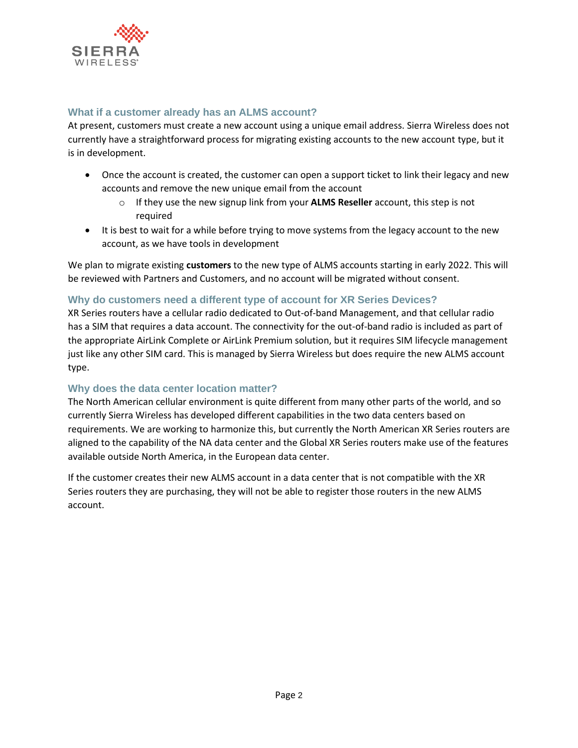### What if a customer already has an ALMS account?

At present, customers must create a new account using a unique email address. Sierra Wireless does not currently have a straightforward process for migrating existing accounts to the new account type, but it is in development.

- Once the account is created, the customer can open a support ticket to link their legacy and new accounts and remove the new unique email from the account
  - If they use the new signup link from your **ALMS Reseller** account, this step is not required
- It is best to wait for a while before trying to move systems from the legacy account to the new account, as we have tools in development

We plan to migrate existing **customers** to the new type of ALMS accounts starting in early 2022. This will be reviewed with Partners and Customers, and no account will be migrated without consent.

### Why do customers need a different type of account for XR Series Devices?

XR Series routers have a cellular radio dedicated to Out-of-band Management, and that cellular radio has a SIM that requires a data account. The connectivity for the out-of-band radio is included as part of the appropriate AirLink Complete or AirLink Premium solution, but it requires SIM lifecycle management just like any other SIM card. This is managed by Sierra Wireless but does require the new ALMS account type.

### Why does the data center location matter?

The North American cellular environment is quite different from many other parts of the world, and so currently Sierra Wireless has developed different capabilities in the two data centers based on requirements. We are working to harmonize this, but currently the North American XR Series routers are aligned to the capability of the NA data center and the Global XR Series routers make use of the features available outside North America, in the European data center.

If the customer creates their new ALMS account in a data center that is not compatible with the XR Series routers they are purchasing, they will not be able to register those routers in the new ALMS account.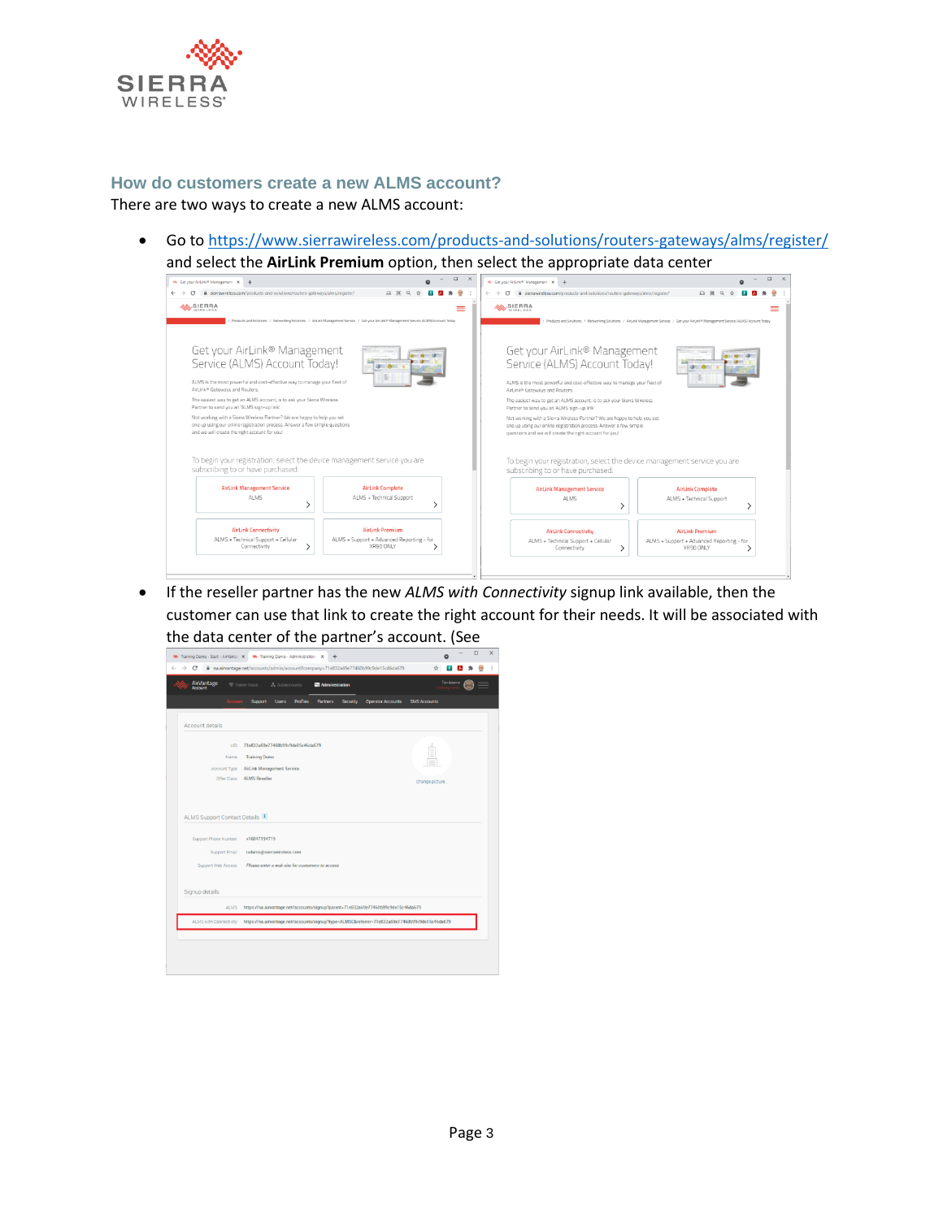## How do customers create a new ALMS account?

There are two ways to create a new ALMS account:

- Go to https://www.sierrawireless.com/products-and-solutions/routers-gateways/alms/register/ and select the **AirLink Premium** option, then select the appropriate data center
- If the reseller partner has the new *ALMS with Connectivity* signup link available, then the customer can use that link to create the right account for their needs. It will be associated with the data center of the partner's account. (See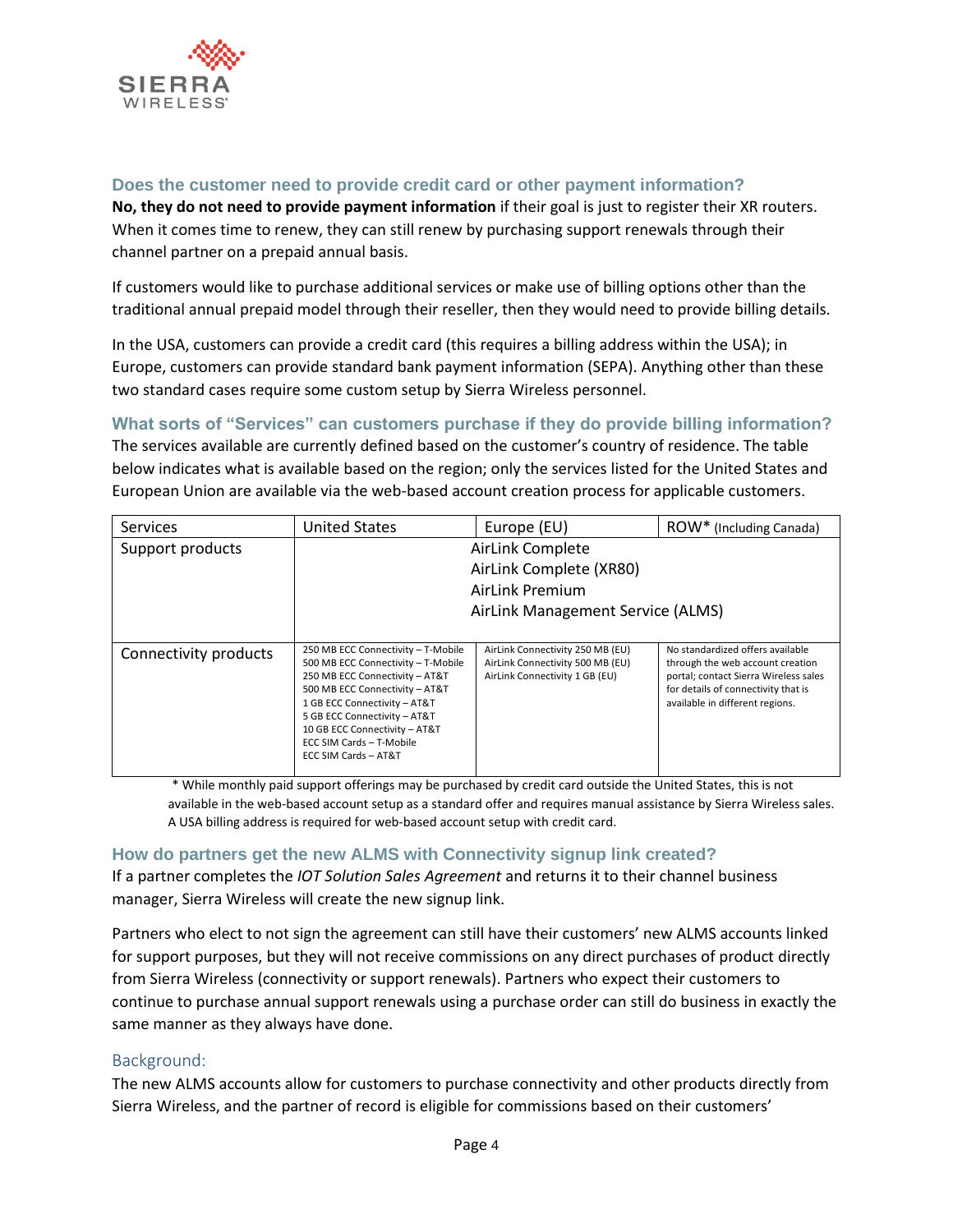### Does the customer need to provide credit card or other payment information?

**No, they do not need to provide payment information** if their goal is just to register their XR routers. When it comes time to renew, they can still renew by purchasing support renewals through their channel partner on a prepaid annual basis.

If customers would like to purchase additional services or make use of billing options other than the traditional annual prepaid model through their reseller, then they would need to provide billing details.

In the USA, customers can provide a credit card (this requires a billing address within the USA); in Europe, customers can provide standard bank payment information (SEPA). Anything other than these two standard cases require some custom setup by Sierra Wireless personnel.

### What sorts of "Services" can customers purchase if they do provide billing information?

The services available are currently defined based on the customer's country of residence. The table below indicates what is available based on the region; only the services listed for the United States and European Union are available via the web-based account creation process for applicable customers.

| Services | United States | Europe (EU) | ROW* (Including Canada) |
|---|---|---|---|
| Support products | AirLink Complete<br>AirLink Complete (XR80)<br>AirLink Premium<br>AirLink Management Service (ALMS) | | |
| Connectivity products | 250 MB ECC Connectivity – T-Mobile<br>500 MB ECC Connectivity – T-Mobile<br>250 MB ECC Connectivity – AT&T<br>500 MB ECC Connectivity – AT&T<br>1 GB ECC Connectivity – AT&T<br>5 GB ECC Connectivity – AT&T<br>10 GB ECC Connectivity – AT&T<br>ECC SIM Cards – T-Mobile<br>ECC SIM Cards – AT&T | AirLink Connectivity 250 MB (EU)<br>AirLink Connectivity 500 MB (EU)<br>AirLink Connectivity 1 GB (EU) | No standardized offers available through the web account creation portal; contact Sierra Wireless sales for details of connectivity that is available in different regions. |

\* While monthly paid support offerings may be purchased by credit card outside the United States, this is not available in the web-based account setup as a standard offer and requires manual assistance by Sierra Wireless sales. A USA billing address is required for web-based account setup with credit card.

### How do partners get the new ALMS with Connectivity signup link created?

If a partner completes the *IOT Solution Sales Agreement* and returns it to their channel business manager, Sierra Wireless will create the new signup link.

Partners who elect to not sign the agreement can still have their customers' new ALMS accounts linked for support purposes, but they will not receive commissions on any direct purchases of product directly from Sierra Wireless (connectivity or support renewals). Partners who expect their customers to continue to purchase annual support renewals using a purchase order can still do business in exactly the same manner as they always have done.

### Background:

The new ALMS accounts allow for customers to purchase connectivity and other products directly from Sierra Wireless, and the partner of record is eligible for commissions based on their customers'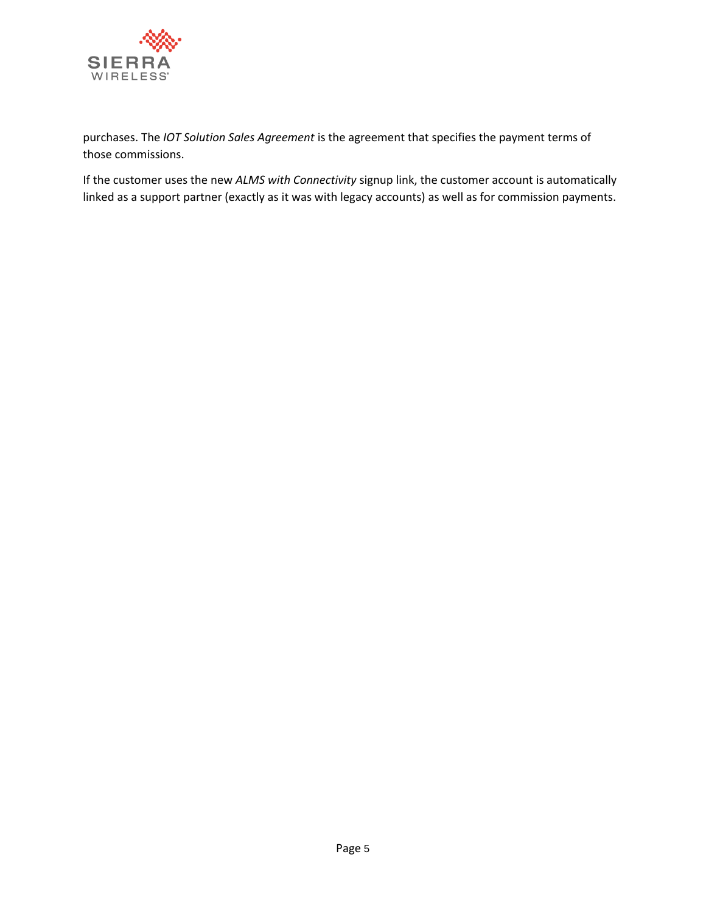purchases. The *IOT Solution Sales Agreement* is the agreement that specifies the payment terms of those commissions.

If the customer uses the new *ALMS with Connectivity* signup link, the customer account is automatically linked as a support partner (exactly as it was with legacy accounts) as well as for commission payments.